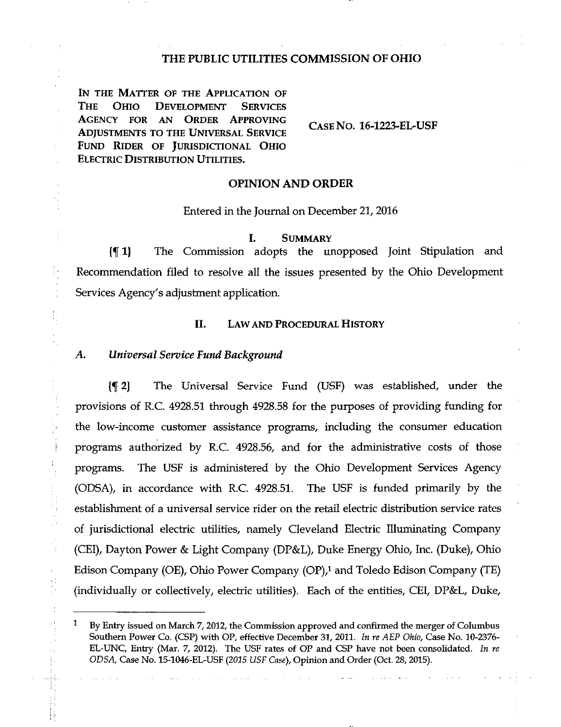# THE PUBLIC UTILITIES COMMISSION OF OHIO

IN THE MATTER OF THE APPLICATION OF THE OHIO DEVELOPMENT SERVICES AGENCY FOR AN ORDER APPROVING ADJUSTMENTS TO THE UNIVERSAL SERVICE FUND RIDER OF JURISDICTIONAL OHIO ELECTRIC DISTRIBUTION UTILITIES.

CASE NO. 16-1223-EL-USF

## OPINION AND ORDER

Entered in the Journal on December 21, 2016

## I. SUMMARY

{¶ 1} The Commission adopts the unopposed Joint Stipulation and Recommendation filed to resolve all the issues presented by the Ohio Development Services Agency's adjustment application.

## II. LAW AND PROCEDURAL HISTORY

### A. *Universal Service Fund Background*

{¶ 2} The Universal Service Fund (USF) was established, under the provisions of R.C. 4928.51 through 4928.58 for the purposes of providing funding for the low-income customer assistance programs, including the consumer education programs authorized by R.C. 4928.56, and for the administrative costs of those programs. The USF is administered by the Ohio Development Services Agency (ODSA), in accordance with R.C. 4928.51. The USF is funded primarily by the establishment of a universal service rider on the retail electric distribution service rates of jurisdictional electric utilities, namely Cleveland Electric Illuminating Company (CEI), Dayton Power & Light Company (DP&L), Duke Energy Ohio, Inc. (Duke), Ohio Edison Company (OE), Ohio Power Company (OP),[1] and Toledo Edison Company (TE) (individually or collectively, electric utilities). Each of the entities, CEI, DP&L, Duke,

---

[1] By Entry issued on March 7, 2012, the Commission approved and confirmed the merger of Columbus Southern Power Co. (CSP) with OP, effective December 31, 2011. *In re AEP Ohio*, Case No. 10-2376-EL-UNC, Entry (Mar. 7, 2012). The USF rates of OP and CSP have not been consolidated. *In re ODSA*, Case No. 15-1046-EL-USF (*2015 USF Case*), Opinion and Order (Oct. 28, 2015).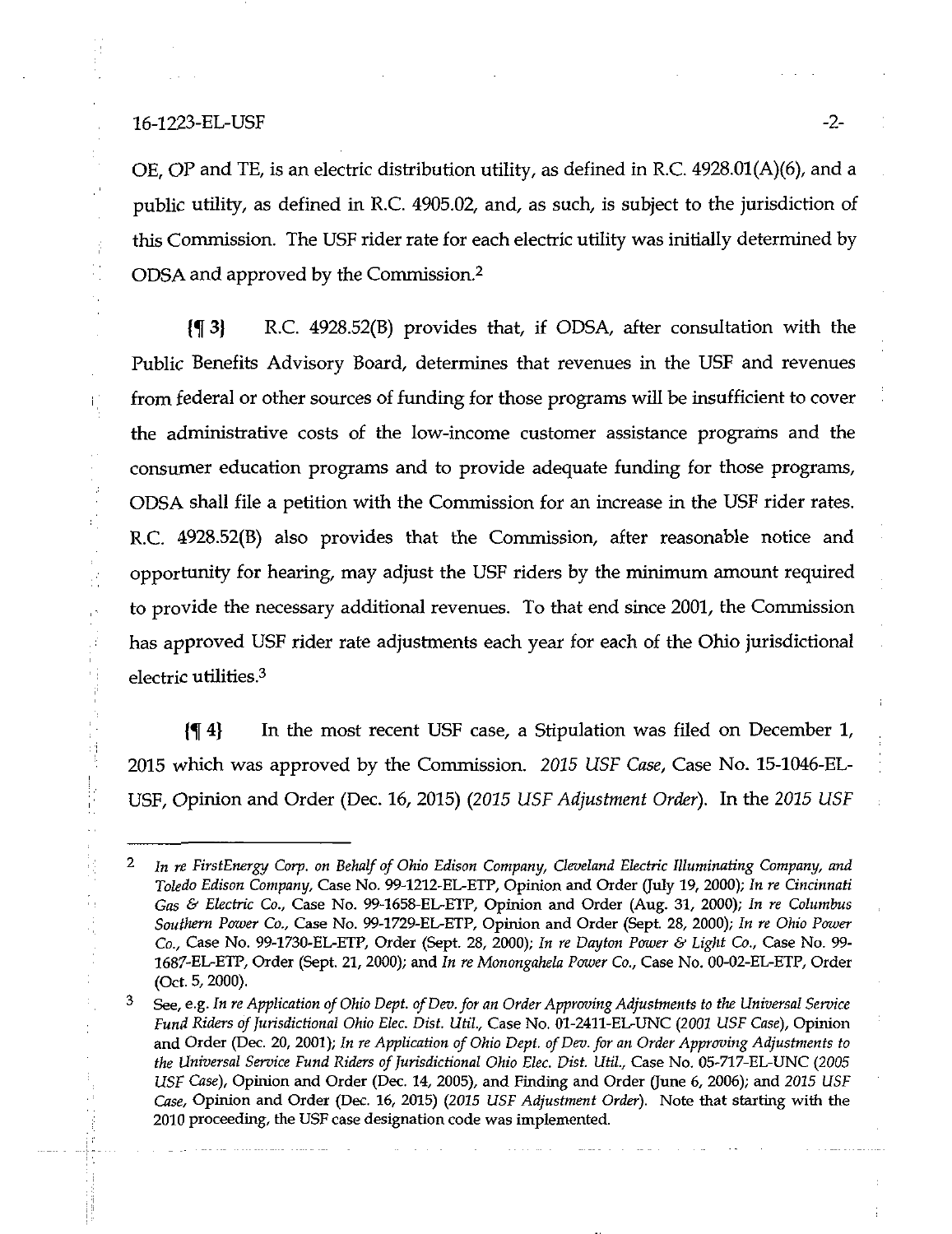OE, OP and TE, is an electric distribution utility, as defined in R.C. 4928.01(A)(6), and a public utility, as defined in R.C. 4905.02, and, as such, is subject to the jurisdiction of this Commission. The USF rider rate for each electric utility was initially determined by ODSA and approved by the Commission.[2]

{¶ 3} R.C. 4928.52(B) provides that, if ODSA, after consultation with the Public Benefits Advisory Board, determines that revenues in the USF and revenues from federal or other sources of funding for those programs will be insufficient to cover the administrative costs of the low-income customer assistance programs and the consumer education programs and to provide adequate funding for those programs, ODSA shall file a petition with the Commission for an increase in the USF rider rates. R.C. 4928.52(B) also provides that the Commission, after reasonable notice and opportunity for hearing, may adjust the USF riders by the minimum amount required to provide the necessary additional revenues. To that end since 2001, the Commission has approved USF rider rate adjustments each year for each of the Ohio jurisdictional electric utilities.[3]

{¶ 4} In the most recent USF case, a Stipulation was filed on December 1, 2015 which was approved by the Commission. *2015 USF Case*, Case No. 15-1046-EL-USF, Opinion and Order (Dec. 16, 2015) (*2015 USF Adjustment Order*). In the *2015 USF*

---

[2] *In re FirstEnergy Corp. on Behalf of Ohio Edison Company, Cleveland Electric Illuminating Company, and Toledo Edison Company*, Case No. 99-1212-EL-ETP, Opinion and Order (July 19, 2000); *In re Cincinnati Gas & Electric Co.*, Case No. 99-1658-EL-ETP, Opinion and Order (Aug. 31, 2000); *In re Columbus Southern Power Co.*, Case No. 99-1729-EL-ETP, Opinion and Order (Sept. 28, 2000); *In re Ohio Power Co.*, Case No. 99-1730-EL-ETP, Order (Sept. 28, 2000); *In re Dayton Power & Light Co.*, Case No. 99-1687-EL-ETP, Order (Sept. 21, 2000); and *In re Monongahela Power Co.*, Case No. 00-02-EL-ETP, Order (Oct. 5, 2000).

[3] See, e.g. *In re Application of Ohio Dept. of Dev. for an Order Approving Adjustments to the Universal Service Fund Riders of Jurisdictional Ohio Elec. Dist. Util.*, Case No. 01-2411-EL-UNC (*2001 USF Case*), Opinion and Order (Dec. 20, 2001); *In re Application of Ohio Dept. of Dev. for an Order Approving Adjustments to the Universal Service Fund Riders of Jurisdictional Ohio Elec. Dist. Util.*, Case No. 05-717-EL-UNC (*2005 USF Case*), Opinion and Order (Dec. 14, 2005), and Finding and Order (June 6, 2006); and *2015 USF Case*, Opinion and Order (Dec. 16, 2015) (*2015 USF Adjustment Order*). Note that starting with the 2010 proceeding, the USF case designation code was implemented.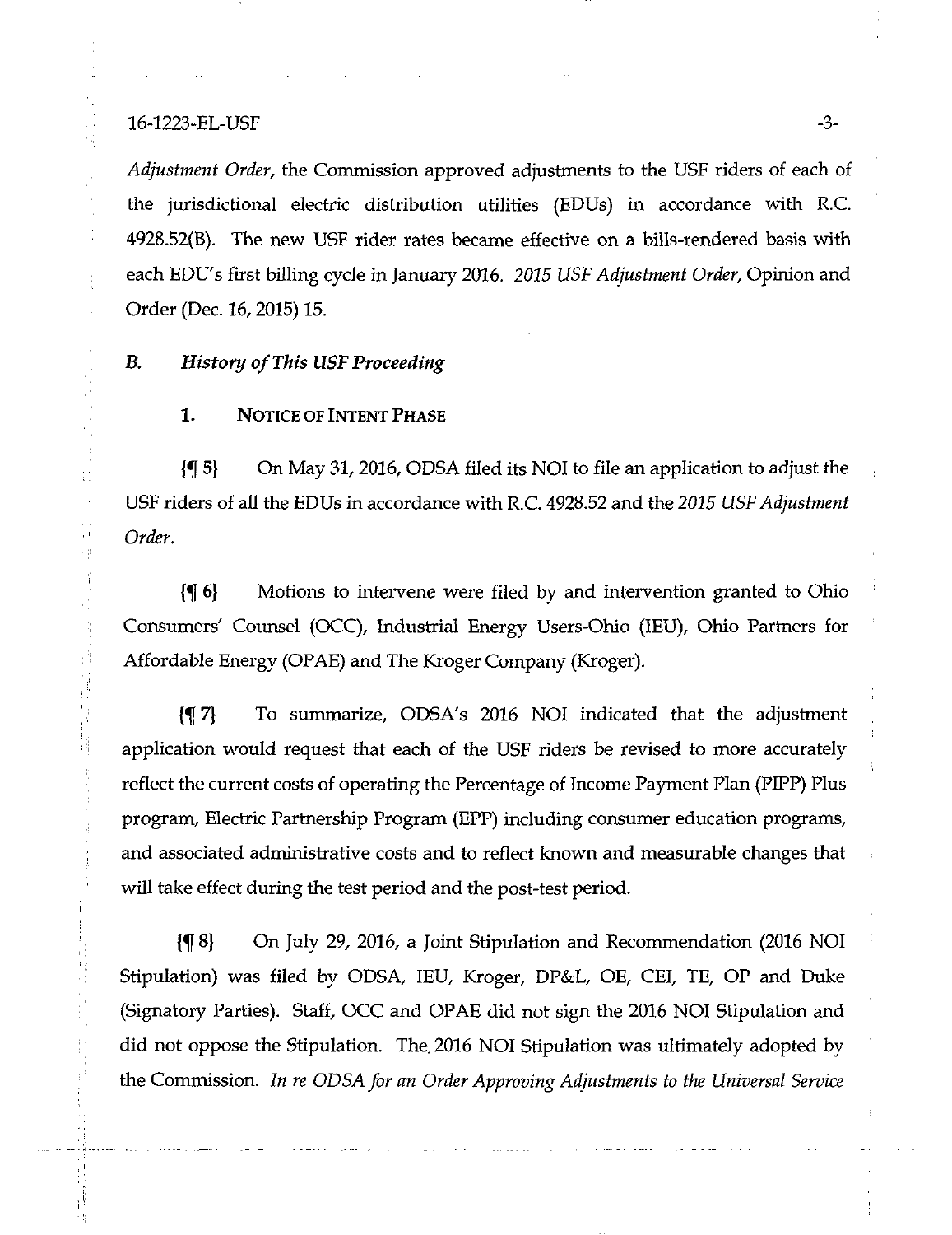*Adjustment Order*, the Commission approved adjustments to the USF riders of each of the jurisdictional electric distribution utilities (EDUs) in accordance with R.C. 4928.52(B). The new USF rider rates became effective on a bills-rendered basis with each EDU's first billing cycle in January 2016. *2015 USF Adjustment Order*, Opinion and Order (Dec. 16, 2015) 15.

## B. *History of This USF Proceeding*

### 1. Notice of Intent Phase

{¶ 5} On May 31, 2016, ODSA filed its NOI to file an application to adjust the USF riders of all the EDUs in accordance with R.C. 4928.52 and the *2015 USF Adjustment Order*.

{¶ 6} Motions to intervene were filed by and intervention granted to Ohio Consumers' Counsel (OCC), Industrial Energy Users-Ohio (IEU), Ohio Partners for Affordable Energy (OPAE) and The Kroger Company (Kroger).

{¶ 7} To summarize, ODSA's 2016 NOI indicated that the adjustment application would request that each of the USF riders be revised to more accurately reflect the current costs of operating the Percentage of Income Payment Plan (PIPP) Plus program, Electric Partnership Program (EPP) including consumer education programs, and associated administrative costs and to reflect known and measurable changes that will take effect during the test period and the post-test period.

{¶ 8} On July 29, 2016, a Joint Stipulation and Recommendation (2016 NOI Stipulation) was filed by ODSA, IEU, Kroger, DP&L, OE, CEI, TE, OP and Duke (Signatory Parties). Staff, OCC and OPAE did not sign the 2016 NOI Stipulation and did not oppose the Stipulation. The 2016 NOI Stipulation was ultimately adopted by the Commission. *In re ODSA for an Order Approving Adjustments to the Universal Service*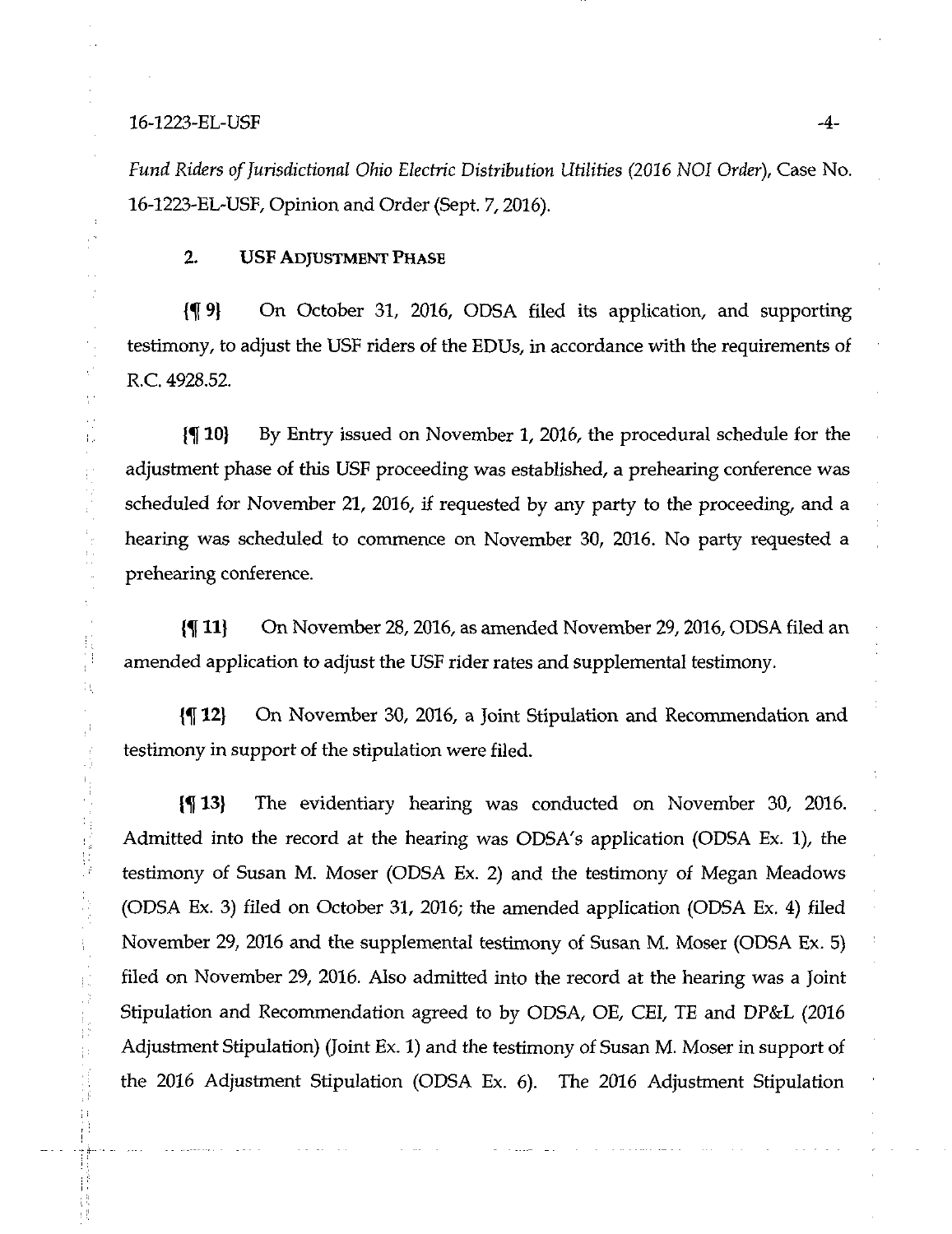*Fund Riders of Jurisdictional Ohio Electric Distribution Utilities (2016 NOI Order)*, Case No. 16-1223-EL-USF, Opinion and Order (Sept. 7, 2016).

### 2. USF Adjustment Phase

{¶ 9} On October 31, 2016, ODSA filed its application, and supporting testimony, to adjust the USF riders of the EDUs, in accordance with the requirements of R.C. 4928.52.

{¶ 10} By Entry issued on November 1, 2016, the procedural schedule for the adjustment phase of this USF proceeding was established, a prehearing conference was scheduled for November 21, 2016, if requested by any party to the proceeding, and a hearing was scheduled to commence on November 30, 2016. No party requested a prehearing conference.

{¶ 11} On November 28, 2016, as amended November 29, 2016, ODSA filed an amended application to adjust the USF rider rates and supplemental testimony.

{¶ 12} On November 30, 2016, a Joint Stipulation and Recommendation and testimony in support of the stipulation were filed.

{¶ 13} The evidentiary hearing was conducted on November 30, 2016. Admitted into the record at the hearing was ODSA's application (ODSA Ex. 1), the testimony of Susan M. Moser (ODSA Ex. 2) and the testimony of Megan Meadows (ODSA Ex. 3) filed on October 31, 2016; the amended application (ODSA Ex. 4) filed November 29, 2016 and the supplemental testimony of Susan M. Moser (ODSA Ex. 5) filed on November 29, 2016. Also admitted into the record at the hearing was a Joint Stipulation and Recommendation agreed to by ODSA, OE, CEI, TE and DP&L (2016 Adjustment Stipulation) (Joint Ex. 1) and the testimony of Susan M. Moser in support of the 2016 Adjustment Stipulation (ODSA Ex. 6). The 2016 Adjustment Stipulation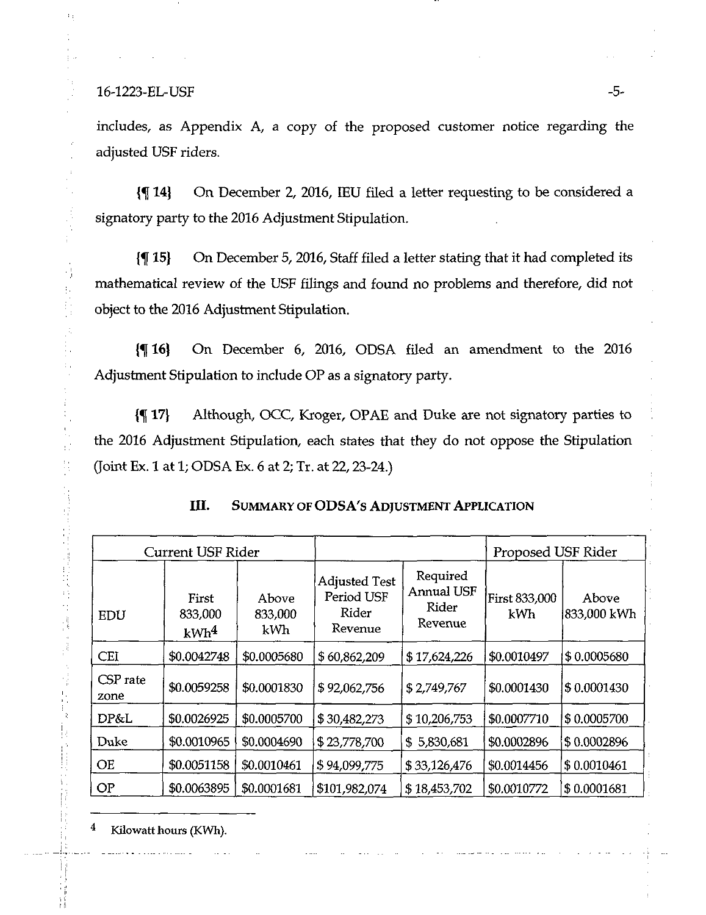includes, as Appendix A, a copy of the proposed customer notice regarding the adjusted USF riders.

{¶ 14} On December 2, 2016, IEU filed a letter requesting to be considered a signatory party to the 2016 Adjustment Stipulation.

{¶ 15} On December 5, 2016, Staff filed a letter stating that it had completed its mathematical review of the USF filings and found no problems and therefore, did not object to the 2016 Adjustment Stipulation.

{¶ 16} On December 6, 2016, ODSA filed an amendment to the 2016 Adjustment Stipulation to include OP as a signatory party.

{¶ 17} Although, OCC, Kroger, OPAE and Duke are not signatory parties to the 2016 Adjustment Stipulation, each states that they do not oppose the Stipulation (Joint Ex. 1 at 1; ODSA Ex. 6 at 2; Tr. at 22, 23-24.)

## III. Summary of ODSA's Adjustment Application

| Current USF Rider | | | | | Proposed USF Rider | |
|---|---|---|---|---|---|---|
| EDU | First 833,000 kWh[4] | Above 833,000 kWh | Adjusted Test Period USF Rider Revenue | Required Annual USF Rider Revenue | First 833,000 kWh | Above 833,000 kWh |
| CEI | $0.0042748 | $0.0005680 | $ 60,862,209 | $ 17,624,226 | $0.0010497 | $ 0.0005680 |
| CSP rate zone | $0.0059258 | $0.0001830 | $ 92,062,756 | $ 2,749,767 | $0.0001430 | $ 0.0001430 |
| DP&L | $0.0026925 | $0.0005700 | $ 30,482,273 | $ 10,206,753 | $0.0007710 | $ 0.0005700 |
| Duke | $0.0010965 | $0.0004690 | $ 23,778,700 | $ 5,830,681 | $0.0002896 | $ 0.0002896 |
| OE | $0.0051158 | $0.0010461 | $ 94,099,775 | $ 33,126,476 | $0.0014456 | $ 0.0010461 |
| OP | $0.0063895 | $0.0001681 | $101,982,074 | $ 18,453,702 | $0.0010772 | $ 0.0001681 |

[4] Kilowatt hours (KWh).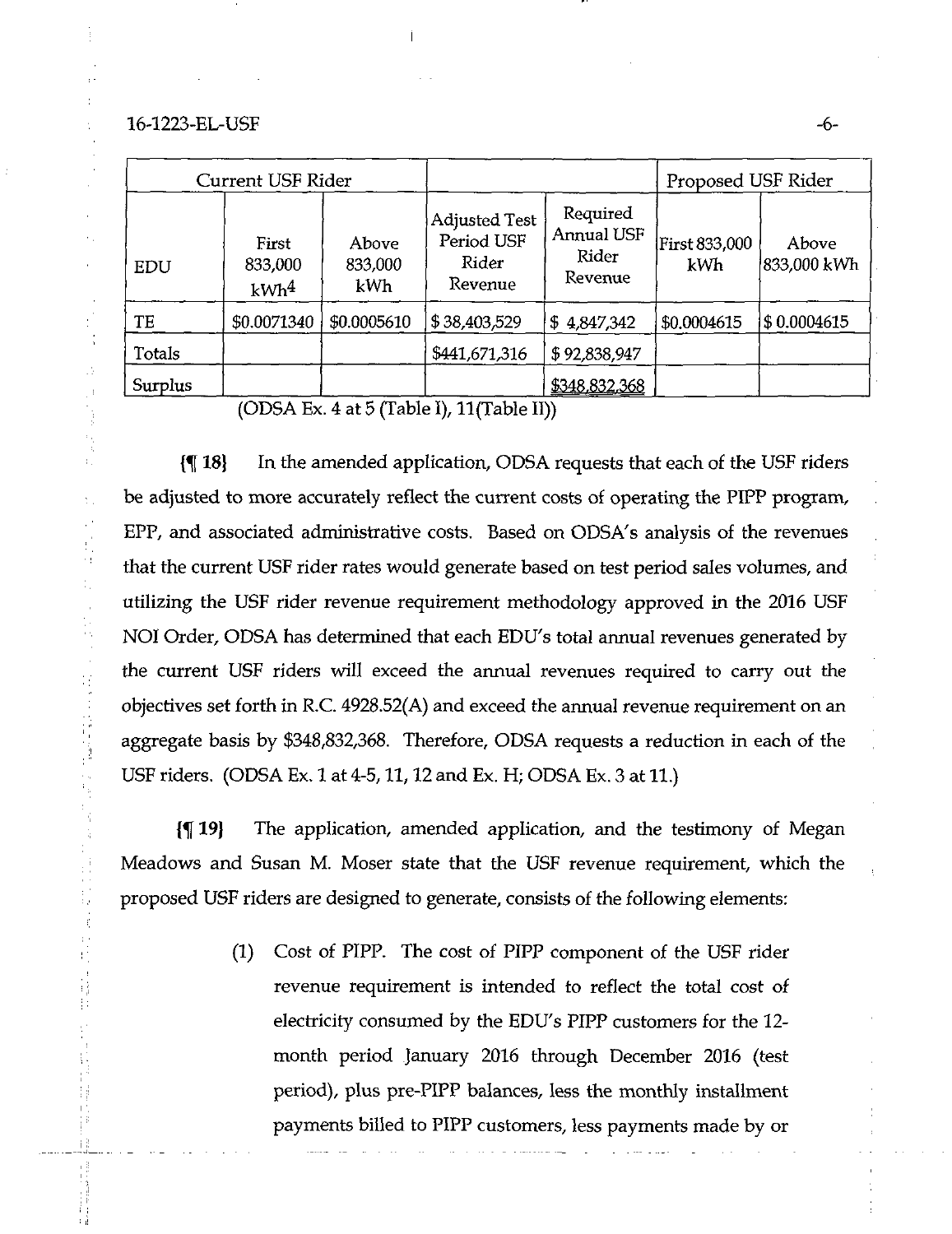| Current USF Rider | | | | | Proposed USF Rider | |
|---|---|---|---|---|---|---|
| EDU | First 833,000 kWh[4] | Above 833,000 kWh | Adjusted Test Period USF Rider Revenue | Required Annual USF Rider Revenue | First 833,000 kWh | Above 833,000 kWh |
| TE | $0.0071340 | $0.0005610 | $ 38,403,529 | $ 4,847,342 | $0.0004615 | $ 0.0004615 |
| Totals | | | $441,671,316 | $ 92,838,947 | | |
| Surplus | | | | $348,832,368 | | |

(ODSA Ex. 4 at 5 (Table I), 11(Table II))

{¶ 18} In the amended application, ODSA requests that each of the USF riders be adjusted to more accurately reflect the current costs of operating the PIPP program, EPP, and associated administrative costs. Based on ODSA's analysis of the revenues that the current USF rider rates would generate based on test period sales volumes, and utilizing the USF rider revenue requirement methodology approved in the 2016 USF NOI Order, ODSA has determined that each EDU's total annual revenues generated by the current USF riders will exceed the annual revenues required to carry out the objectives set forth in R.C. 4928.52(A) and exceed the annual revenue requirement on an aggregate basis by $348,832,368. Therefore, ODSA requests a reduction in each of the USF riders. (ODSA Ex. 1 at 4-5, 11, 12 and Ex. H; ODSA Ex. 3 at 11.)

{¶ 19} The application, amended application, and the testimony of Megan Meadows and Susan M. Moser state that the USF revenue requirement, which the proposed USF riders are designed to generate, consists of the following elements:

(1) Cost of PIPP. The cost of PIPP component of the USF rider revenue requirement is intended to reflect the total cost of electricity consumed by the EDU's PIPP customers for the 12-month period January 2016 through December 2016 (test period), plus pre-PIPP balances, less the monthly installment payments billed to PIPP customers, less payments made by or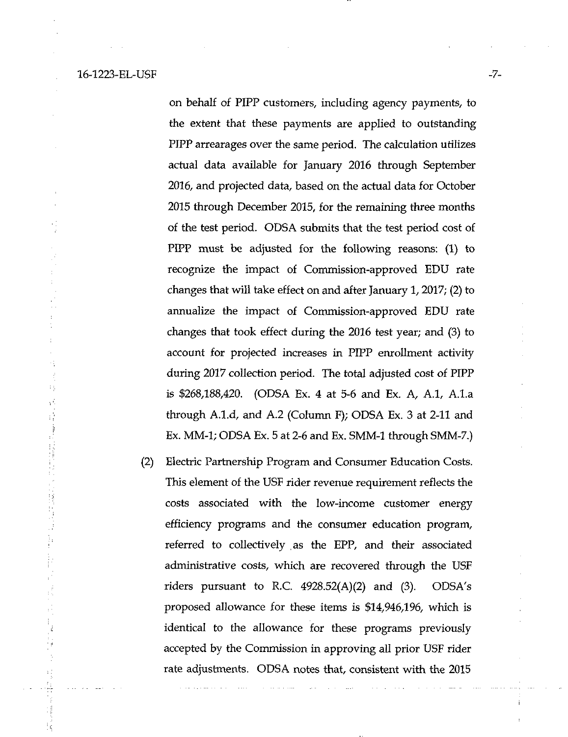on behalf of PIPP customers, including agency payments, to the extent that these payments are applied to outstanding PIPP arrearages over the same period. The calculation utilizes actual data available for January 2016 through September 2016, and projected data, based on the actual data for October 2015 through December 2015, for the remaining three months of the test period. ODSA submits that the test period cost of PIPP must be adjusted for the following reasons: (1) to recognize the impact of Commission-approved EDU rate changes that will take effect on and after January 1, 2017; (2) to annualize the impact of Commission-approved EDU rate changes that took effect during the 2016 test year; and (3) to account for projected increases in PIPP enrollment activity during 2017 collection period. The total adjusted cost of PIPP is $268,188,420. (ODSA Ex. 4 at 5-6 and Ex. A, A.1, A.1.a through A.1.d, and A.2 (Column F); ODSA Ex. 3 at 2-11 and Ex. MM-1; ODSA Ex. 5 at 2-6 and Ex. SMM-1 through SMM-7.)

(2) Electric Partnership Program and Consumer Education Costs. This element of the USF rider revenue requirement reflects the costs associated with the low-income customer energy efficiency programs and the consumer education program, referred to collectively as the EPP, and their associated administrative costs, which are recovered through the USF riders pursuant to R.C. 4928.52(A)(2) and (3). ODSA's proposed allowance for these items is $14,946,196, which is identical to the allowance for these programs previously accepted by the Commission in approving all prior USF rider rate adjustments. ODSA notes that, consistent with the 2015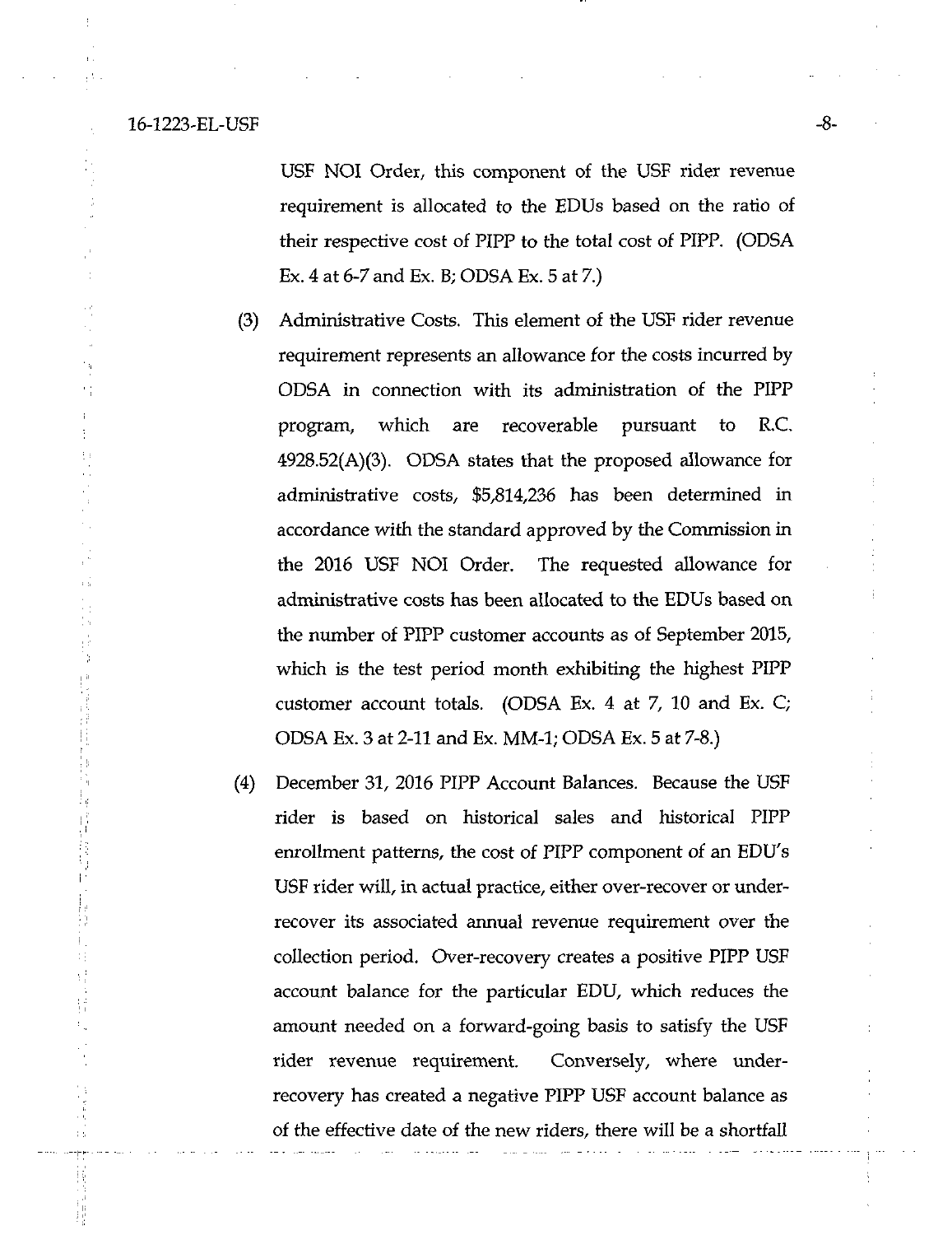USF NOI Order, this component of the USF rider revenue requirement is allocated to the EDUs based on the ratio of their respective cost of PIPP to the total cost of PIPP. (ODSA Ex. 4 at 6-7 and Ex. B; ODSA Ex. 5 at 7.)

(3) Administrative Costs. This element of the USF rider revenue requirement represents an allowance for the costs incurred by ODSA in connection with its administration of the PIPP program, which are recoverable pursuant to R.C. 4928.52(A)(3). ODSA states that the proposed allowance for administrative costs, $5,814,236 has been determined in accordance with the standard approved by the Commission in the 2016 USF NOI Order. The requested allowance for administrative costs has been allocated to the EDUs based on the number of PIPP customer accounts as of September 2015, which is the test period month exhibiting the highest PIPP customer account totals. (ODSA Ex. 4 at 7, 10 and Ex. C; ODSA Ex. 3 at 2-11 and Ex. MM-1; ODSA Ex. 5 at 7-8.)

(4) December 31, 2016 PIPP Account Balances. Because the USF rider is based on historical sales and historical PIPP enrollment patterns, the cost of PIPP component of an EDU's USF rider will, in actual practice, either over-recover or under-recover its associated annual revenue requirement over the collection period. Over-recovery creates a positive PIPP USF account balance for the particular EDU, which reduces the amount needed on a forward-going basis to satisfy the USF rider revenue requirement. Conversely, where under-recovery has created a negative PIPP USF account balance as of the effective date of the new riders, there will be a shortfall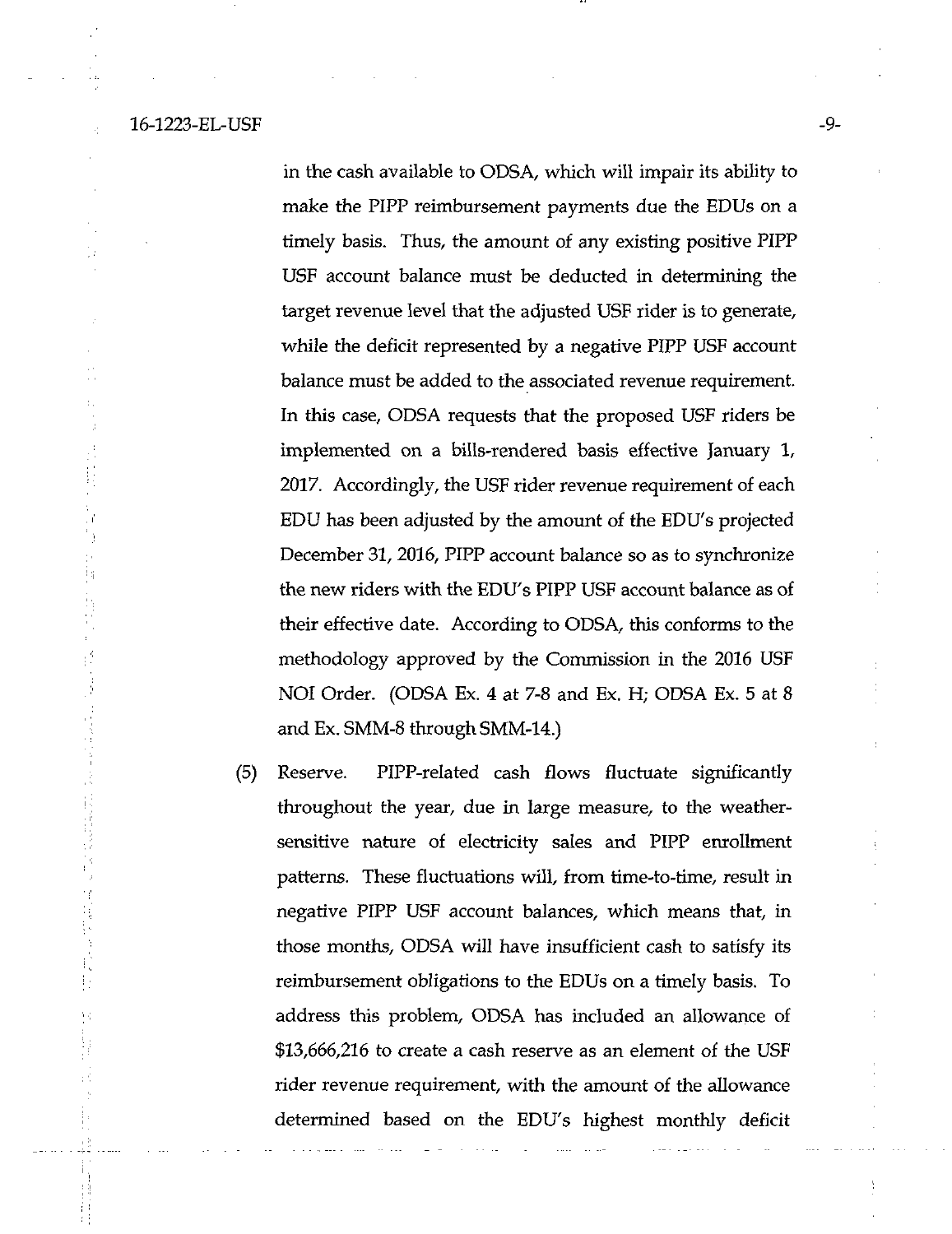in the cash available to ODSA, which will impair its ability to make the PIPP reimbursement payments due the EDUs on a timely basis. Thus, the amount of any existing positive PIPP USF account balance must be deducted in determining the target revenue level that the adjusted USF rider is to generate, while the deficit represented by a negative PIPP USF account balance must be added to the associated revenue requirement. In this case, ODSA requests that the proposed USF riders be implemented on a bills-rendered basis effective January 1, 2017. Accordingly, the USF rider revenue requirement of each EDU has been adjusted by the amount of the EDU's projected December 31, 2016, PIPP account balance so as to synchronize the new riders with the EDU's PIPP USF account balance as of their effective date. According to ODSA, this conforms to the methodology approved by the Commission in the 2016 USF NOI Order. (ODSA Ex. 4 at 7-8 and Ex. H; ODSA Ex. 5 at 8 and Ex. SMM-8 through SMM-14.)

(5) Reserve. PIPP-related cash flows fluctuate significantly throughout the year, due in large measure, to the weather-sensitive nature of electricity sales and PIPP enrollment patterns. These fluctuations will, from time-to-time, result in negative PIPP USF account balances, which means that, in those months, ODSA will have insufficient cash to satisfy its reimbursement obligations to the EDUs on a timely basis. To address this problem, ODSA has included an allowance of $13,666,216 to create a cash reserve as an element of the USF rider revenue requirement, with the amount of the allowance determined based on the EDU's highest monthly deficit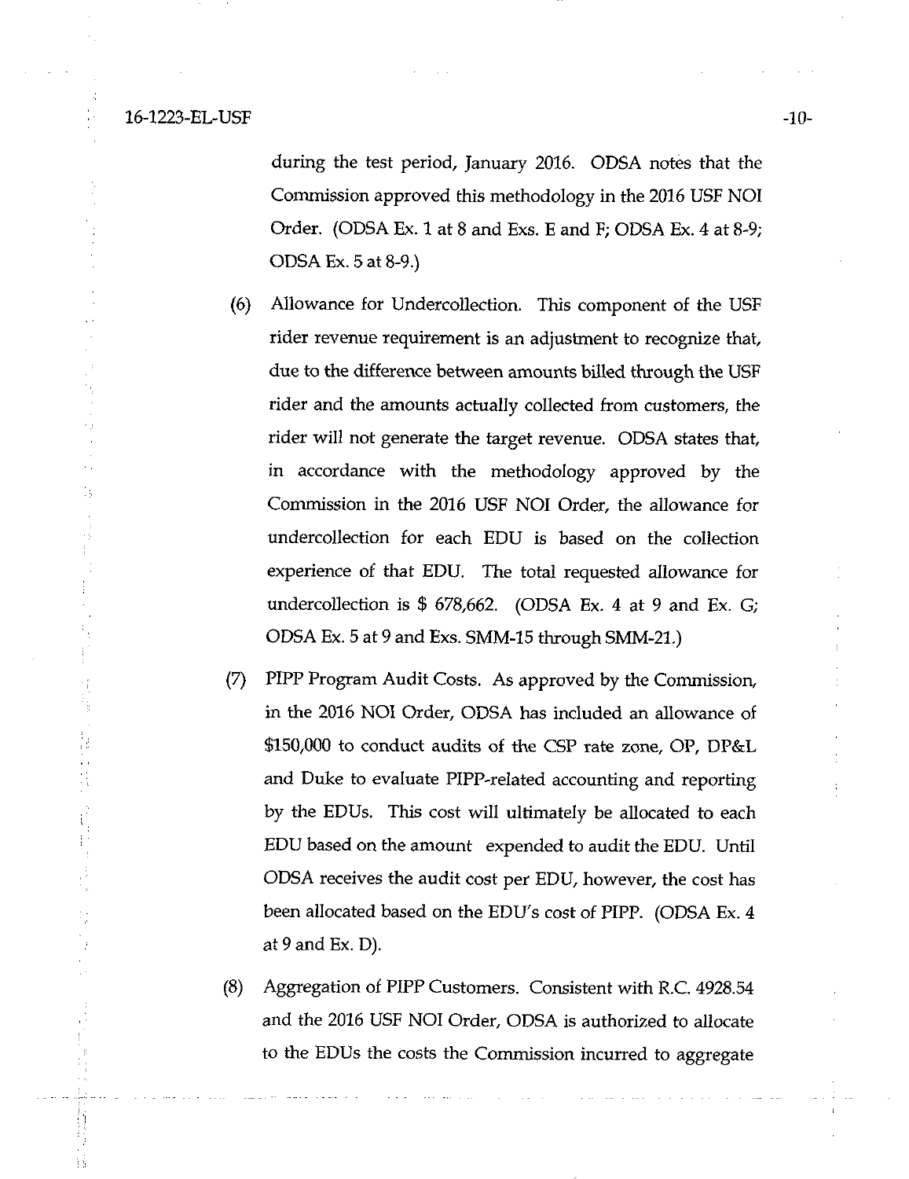during the test period, January 2016. ODSA notes that the Commission approved this methodology in the 2016 USF NOI Order. (ODSA Ex. 1 at 8 and Exs. E and F; ODSA Ex. 4 at 8-9; ODSA Ex. 5 at 8-9.)

(6) Allowance for Undercollection. This component of the USF rider revenue requirement is an adjustment to recognize that, due to the difference between amounts billed through the USF rider and the amounts actually collected from customers, the rider will not generate the target revenue. ODSA states that, in accordance with the methodology approved by the Commission in the 2016 USF NOI Order, the allowance for undercollection for each EDU is based on the collection experience of that EDU. The total requested allowance for undercollection is $ 678,662. (ODSA Ex. 4 at 9 and Ex. G; ODSA Ex. 5 at 9 and Exs. SMM-15 through SMM-21.)

(7) PIPP Program Audit Costs. As approved by the Commission, in the 2016 NOI Order, ODSA has included an allowance of $150,000 to conduct audits of the CSP rate zone, OP, DP&L and Duke to evaluate PIPP-related accounting and reporting by the EDUs. This cost will ultimately be allocated to each EDU based on the amount expended to audit the EDU. Until ODSA receives the audit cost per EDU, however, the cost has been allocated based on the EDU's cost of PIPP. (ODSA Ex. 4 at 9 and Ex. D).

(8) Aggregation of PIPP Customers. Consistent with R.C. 4928.54 and the 2016 USF NOI Order, ODSA is authorized to allocate to the EDUs the costs the Commission incurred to aggregate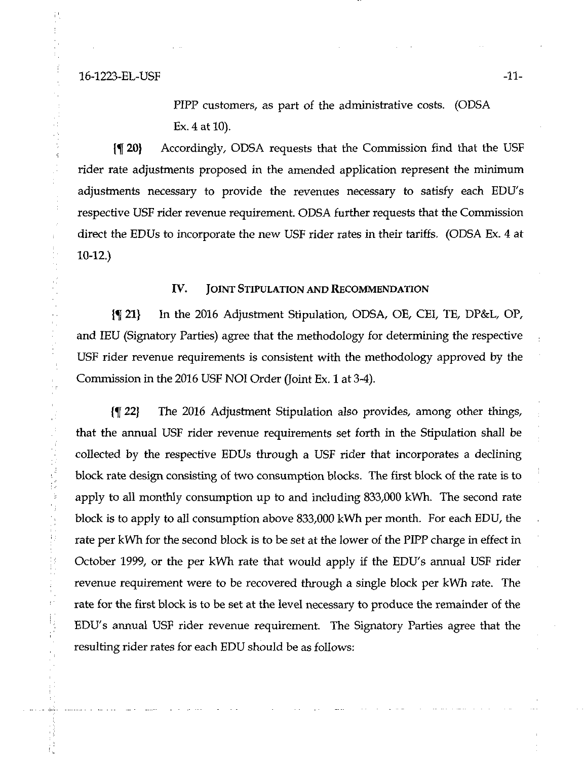PIPP customers, as part of the administrative costs. (ODSA Ex. 4 at 10).

{¶ 20} Accordingly, ODSA requests that the Commission find that the USF rider rate adjustments proposed in the amended application represent the minimum adjustments necessary to provide the revenues necessary to satisfy each EDU's respective USF rider revenue requirement. ODSA further requests that the Commission direct the EDUs to incorporate the new USF rider rates in their tariffs. (ODSA Ex. 4 at 10-12.)

## IV. JOINT STIPULATION AND RECOMMENDATION

{¶ 21} In the 2016 Adjustment Stipulation, ODSA, OE, CEI, TE, DP&L, OP, and IEU (Signatory Parties) agree that the methodology for determining the respective USF rider revenue requirements is consistent with the methodology approved by the Commission in the 2016 USF NOI Order (Joint Ex. 1 at 3-4).

{¶ 22} The 2016 Adjustment Stipulation also provides, among other things, that the annual USF rider revenue requirements set forth in the Stipulation shall be collected by the respective EDUs through a USF rider that incorporates a declining block rate design consisting of two consumption blocks. The first block of the rate is to apply to all monthly consumption up to and including 833,000 kWh. The second rate block is to apply to all consumption above 833,000 kWh per month. For each EDU, the rate per kWh for the second block is to be set at the lower of the PIPP charge in effect in October 1999, or the per kWh rate that would apply if the EDU's annual USF rider revenue requirement were to be recovered through a single block per kWh rate. The rate for the first block is to be set at the level necessary to produce the remainder of the EDU's annual USF rider revenue requirement. The Signatory Parties agree that the resulting rider rates for each EDU should be as follows: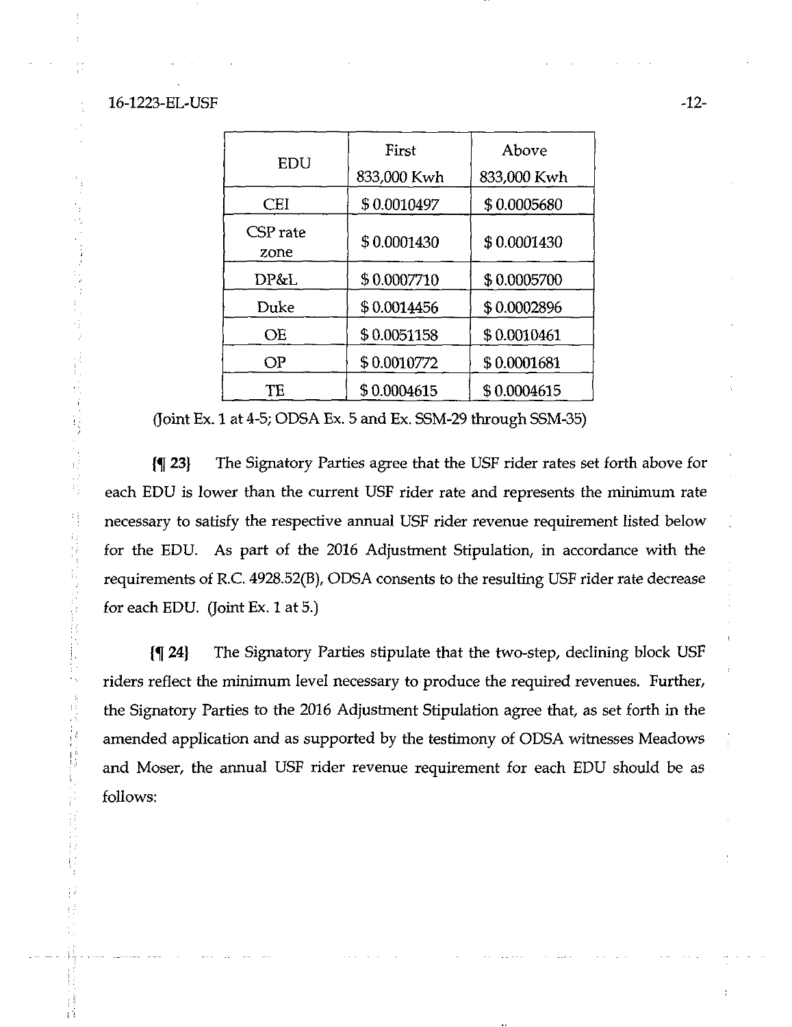| EDU | First 833,000 Kwh | Above 833,000 Kwh |
|---|---|---|
| CEI | $ 0.0010497 | $ 0.0005680 |
| CSP rate zone | $ 0.0001430 | $ 0.0001430 |
| DP&L | $ 0.0007710 | $ 0.0005700 |
| Duke | $ 0.0014456 | $ 0.0002896 |
| OE | $ 0.0051158 | $ 0.0010461 |
| OP | $ 0.0010772 | $ 0.0001681 |
| TE | $ 0.0004615 | $ 0.0004615 |

(Joint Ex. 1 at 4-5; ODSA Ex. 5 and Ex. SSM-29 through SSM-35)

**{¶ 23}** The Signatory Parties agree that the USF rider rates set forth above for each EDU is lower than the current USF rider rate and represents the minimum rate necessary to satisfy the respective annual USF rider revenue requirement listed below for the EDU. As part of the 2016 Adjustment Stipulation, in accordance with the requirements of R.C. 4928.52(B), ODSA consents to the resulting USF rider rate decrease for each EDU. (Joint Ex. 1 at 5.)

**{¶ 24}** The Signatory Parties stipulate that the two-step, declining block USF riders reflect the minimum level necessary to produce the required revenues. Further, the Signatory Parties to the 2016 Adjustment Stipulation agree that, as set forth in the amended application and as supported by the testimony of ODSA witnesses Meadows and Moser, the annual USF rider revenue requirement for each EDU should be as follows: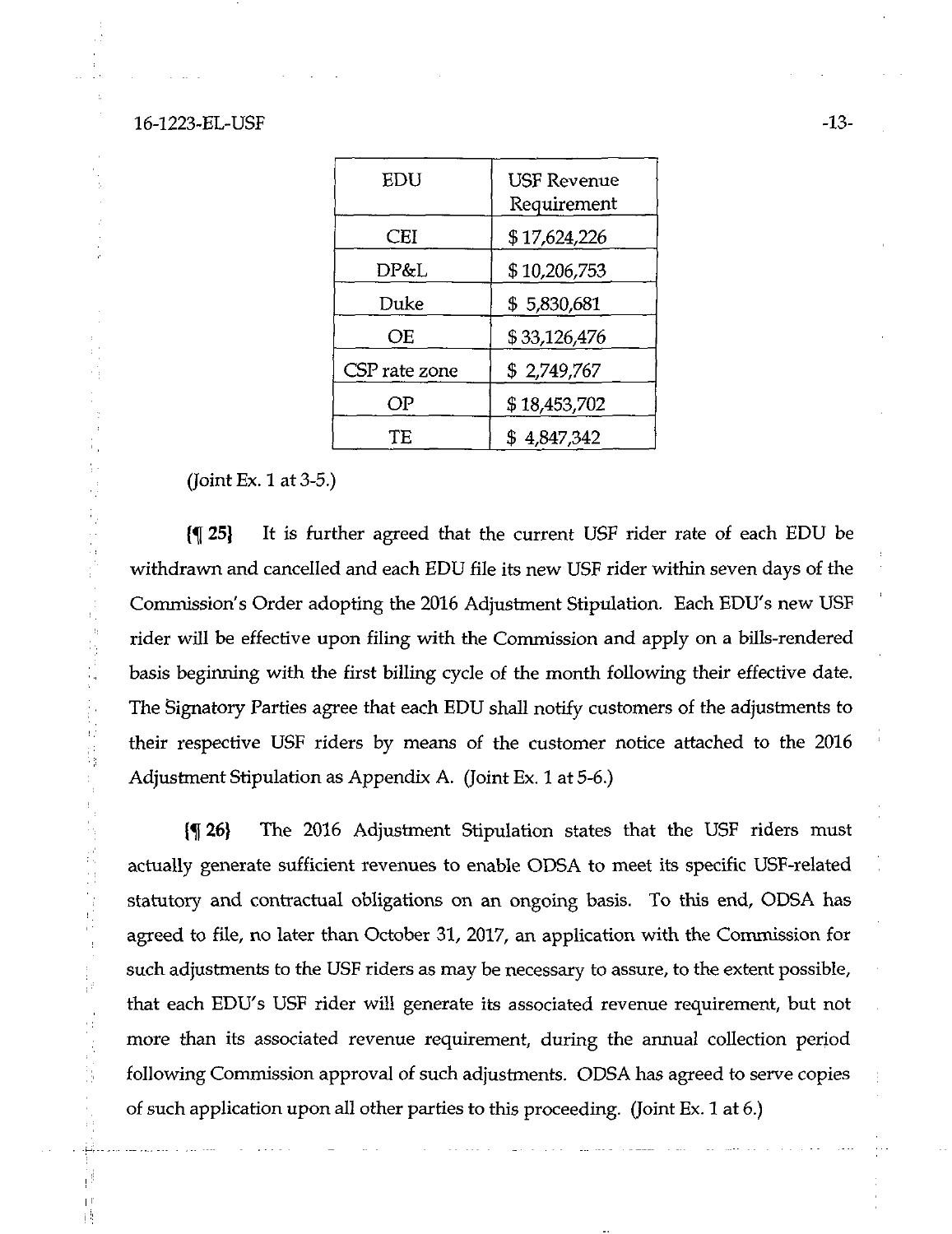| EDU | USF Revenue Requirement |
|---|---|
| CEI | $ 17,624,226 |
| DP&L | $ 10,206,753 |
| Duke | $ 5,830,681 |
| OE | $ 33,126,476 |
| CSP rate zone | $ 2,749,767 |
| OP | $ 18,453,702 |
| TE | $ 4,847,342 |

(Joint Ex. 1 at 3-5.)

{¶ 25} It is further agreed that the current USF rider rate of each EDU be withdrawn and cancelled and each EDU file its new USF rider within seven days of the Commission's Order adopting the 2016 Adjustment Stipulation. Each EDU's new USF rider will be effective upon filing with the Commission and apply on a bills-rendered basis beginning with the first billing cycle of the month following their effective date. The Signatory Parties agree that each EDU shall notify customers of the adjustments to their respective USF riders by means of the customer notice attached to the 2016 Adjustment Stipulation as Appendix A. (Joint Ex. 1 at 5-6.)

{¶ 26} The 2016 Adjustment Stipulation states that the USF riders must actually generate sufficient revenues to enable ODSA to meet its specific USF-related statutory and contractual obligations on an ongoing basis. To this end, ODSA has agreed to file, no later than October 31, 2017, an application with the Commission for such adjustments to the USF riders as may be necessary to assure, to the extent possible, that each EDU's USF rider will generate its associated revenue requirement, but not more than its associated revenue requirement, during the annual collection period following Commission approval of such adjustments. ODSA has agreed to serve copies of such application upon all other parties to this proceeding. (Joint Ex. 1 at 6.)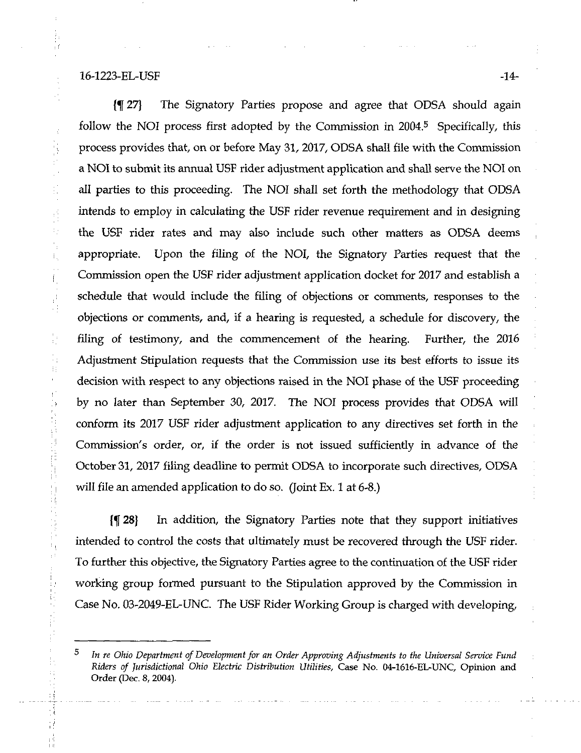{¶ 27} The Signatory Parties propose and agree that ODSA should again follow the NOI process first adopted by the Commission in 2004.[5] Specifically, this process provides that, on or before May 31, 2017, ODSA shall file with the Commission a NOI to submit its annual USF rider adjustment application and shall serve the NOI on all parties to this proceeding. The NOI shall set forth the methodology that ODSA intends to employ in calculating the USF rider revenue requirement and in designing the USF rider rates and may also include such other matters as ODSA deems appropriate. Upon the filing of the NOI, the Signatory Parties request that the Commission open the USF rider adjustment application docket for 2017 and establish a schedule that would include the filing of objections or comments, responses to the objections or comments, and, if a hearing is requested, a schedule for discovery, the filing of testimony, and the commencement of the hearing. Further, the 2016 Adjustment Stipulation requests that the Commission use its best efforts to issue its decision with respect to any objections raised in the NOI phase of the USF proceeding by no later than September 30, 2017. The NOI process provides that ODSA will conform its 2017 USF rider adjustment application to any directives set forth in the Commission's order, or, if the order is not issued sufficiently in advance of the October 31, 2017 filing deadline to permit ODSA to incorporate such directives, ODSA will file an amended application to do so. (Joint Ex. 1 at 6-8.)

{¶ 28} In addition, the Signatory Parties note that they support initiatives intended to control the costs that ultimately must be recovered through the USF rider. To further this objective, the Signatory Parties agree to the continuation of the USF rider working group formed pursuant to the Stipulation approved by the Commission in Case No. 03-2049-EL-UNC. The USF Rider Working Group is charged with developing,

---

[5] *In re Ohio Department of Development for an Order Approving Adjustments to the Universal Service Fund Riders of Jurisdictional Ohio Electric Distribution Utilities*, Case No. 04-1616-EL-UNC, Opinion and Order (Dec. 8, 2004).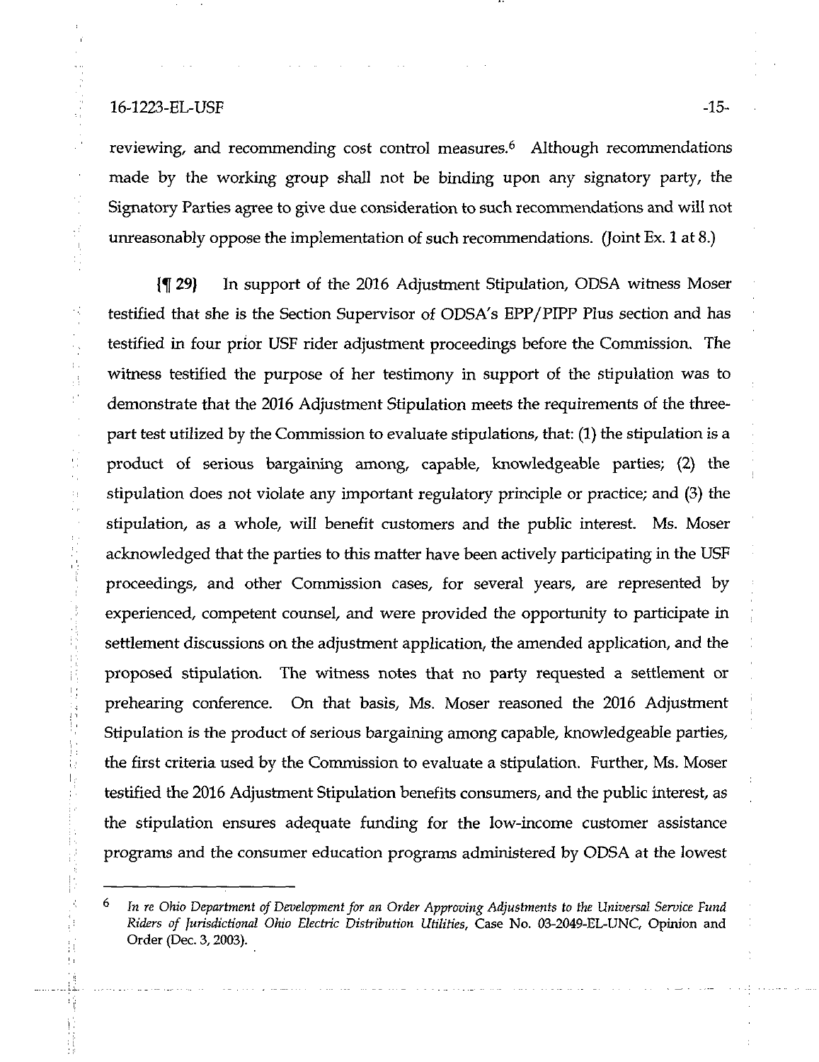reviewing, and recommending cost control measures.[6] Although recommendations made by the working group shall not be binding upon any signatory party, the Signatory Parties agree to give due consideration to such recommendations and will not unreasonably oppose the implementation of such recommendations. (Joint Ex. 1 at 8.)

{¶ 29} In support of the 2016 Adjustment Stipulation, ODSA witness Moser testified that she is the Section Supervisor of ODSA's EPP/PIPP Plus section and has testified in four prior USF rider adjustment proceedings before the Commission. The witness testified the purpose of her testimony in support of the stipulation was to demonstrate that the 2016 Adjustment Stipulation meets the requirements of the three-part test utilized by the Commission to evaluate stipulations, that: (1) the stipulation is a product of serious bargaining among, capable, knowledgeable parties; (2) the stipulation does not violate any important regulatory principle or practice; and (3) the stipulation, as a whole, will benefit customers and the public interest. Ms. Moser acknowledged that the parties to this matter have been actively participating in the USF proceedings, and other Commission cases, for several years, are represented by experienced, competent counsel, and were provided the opportunity to participate in settlement discussions on the adjustment application, the amended application, and the proposed stipulation. The witness notes that no party requested a settlement or prehearing conference. On that basis, Ms. Moser reasoned the 2016 Adjustment Stipulation is the product of serious bargaining among capable, knowledgeable parties, the first criteria used by the Commission to evaluate a stipulation. Further, Ms. Moser testified the 2016 Adjustment Stipulation benefits consumers, and the public interest, as the stipulation ensures adequate funding for the low-income customer assistance programs and the consumer education programs administered by ODSA at the lowest

---

[6] *In re Ohio Department of Development for an Order Approving Adjustments to the Universal Service Fund Riders of Jurisdictional Ohio Electric Distribution Utilities*, Case No. 03-2049-EL-UNC, Opinion and Order (Dec. 3, 2003).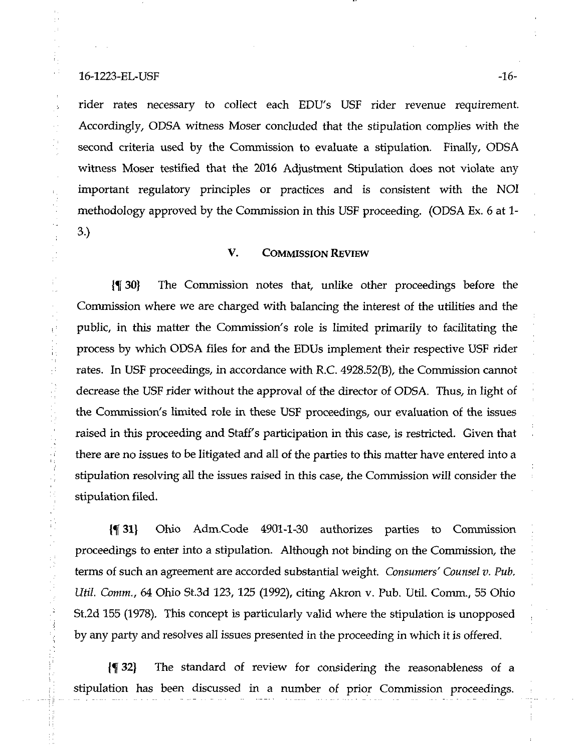rider rates necessary to collect each EDU's USF rider revenue requirement. Accordingly, ODSA witness Moser concluded that the stipulation complies with the second criteria used by the Commission to evaluate a stipulation. Finally, ODSA witness Moser testified that the 2016 Adjustment Stipulation does not violate any important regulatory principles or practices and is consistent with the NOI methodology approved by the Commission in this USF proceeding. (ODSA Ex. 6 at 1-3.)

## V. Commission Review

{¶ 30} The Commission notes that, unlike other proceedings before the Commission where we are charged with balancing the interest of the utilities and the public, in this matter the Commission's role is limited primarily to facilitating the process by which ODSA files for and the EDUs implement their respective USF rider rates. In USF proceedings, in accordance with R.C. 4928.52(B), the Commission cannot decrease the USF rider without the approval of the director of ODSA. Thus, in light of the Commission's limited role in these USF proceedings, our evaluation of the issues raised in this proceeding and Staff's participation in this case, is restricted. Given that there are no issues to be litigated and all of the parties to this matter have entered into a stipulation resolving all the issues raised in this case, the Commission will consider the stipulation filed.

{¶ 31} Ohio Adm.Code 4901-1-30 authorizes parties to Commission proceedings to enter into a stipulation. Although not binding on the Commission, the terms of such an agreement are accorded substantial weight. *Consumers' Counsel v. Pub. Util. Comm.*, 64 Ohio St.3d 123, 125 (1992), citing Akron v. Pub. Util. Comm., 55 Ohio St.2d 155 (1978). This concept is particularly valid where the stipulation is unopposed by any party and resolves all issues presented in the proceeding in which it is offered.

{¶ 32} The standard of review for considering the reasonableness of a stipulation has been discussed in a number of prior Commission proceedings.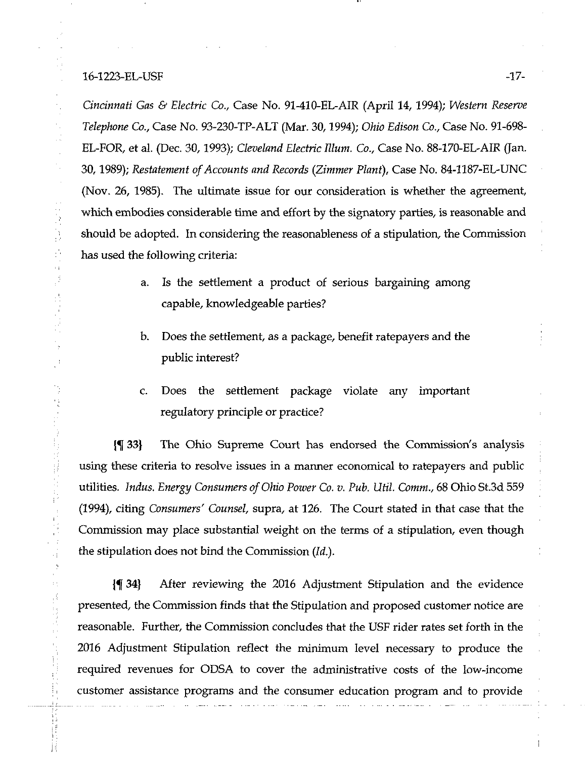*Cincinnati Gas & Electric Co.*, Case No. 91-410-EL-AIR (April 14, 1994); *Western Reserve Telephone Co.*, Case No. 93-230-TP-ALT (Mar. 30, 1994); *Ohio Edison Co.*, Case No. 91-698-EL-FOR, et al. (Dec. 30, 1993); *Cleveland Electric Illum. Co.*, Case No. 88-170-EL-AIR (Jan. 30, 1989); *Restatement of Accounts and Records (Zimmer Plant)*, Case No. 84-1187-EL-UNC (Nov. 26, 1985). The ultimate issue for our consideration is whether the agreement, which embodies considerable time and effort by the signatory parties, is reasonable and should be adopted. In considering the reasonableness of a stipulation, the Commission has used the following criteria:

a. Is the settlement a product of serious bargaining among capable, knowledgeable parties?

b. Does the settlement, as a package, benefit ratepayers and the public interest?

c. Does the settlement package violate any important regulatory principle or practice?

{¶ 33} The Ohio Supreme Court has endorsed the Commission's analysis using these criteria to resolve issues in a manner economical to ratepayers and public utilities. *Indus. Energy Consumers of Ohio Power Co. v. Pub. Util. Comm.*, 68 Ohio St.3d 559 (1994), citing *Consumers' Counsel*, supra, at 126. The Court stated in that case that the Commission may place substantial weight on the terms of a stipulation, even though the stipulation does not bind the Commission (*Id.*).

{¶ 34} After reviewing the 2016 Adjustment Stipulation and the evidence presented, the Commission finds that the Stipulation and proposed customer notice are reasonable. Further, the Commission concludes that the USF rider rates set forth in the 2016 Adjustment Stipulation reflect the minimum level necessary to produce the required revenues for ODSA to cover the administrative costs of the low-income customer assistance programs and the consumer education program and to provide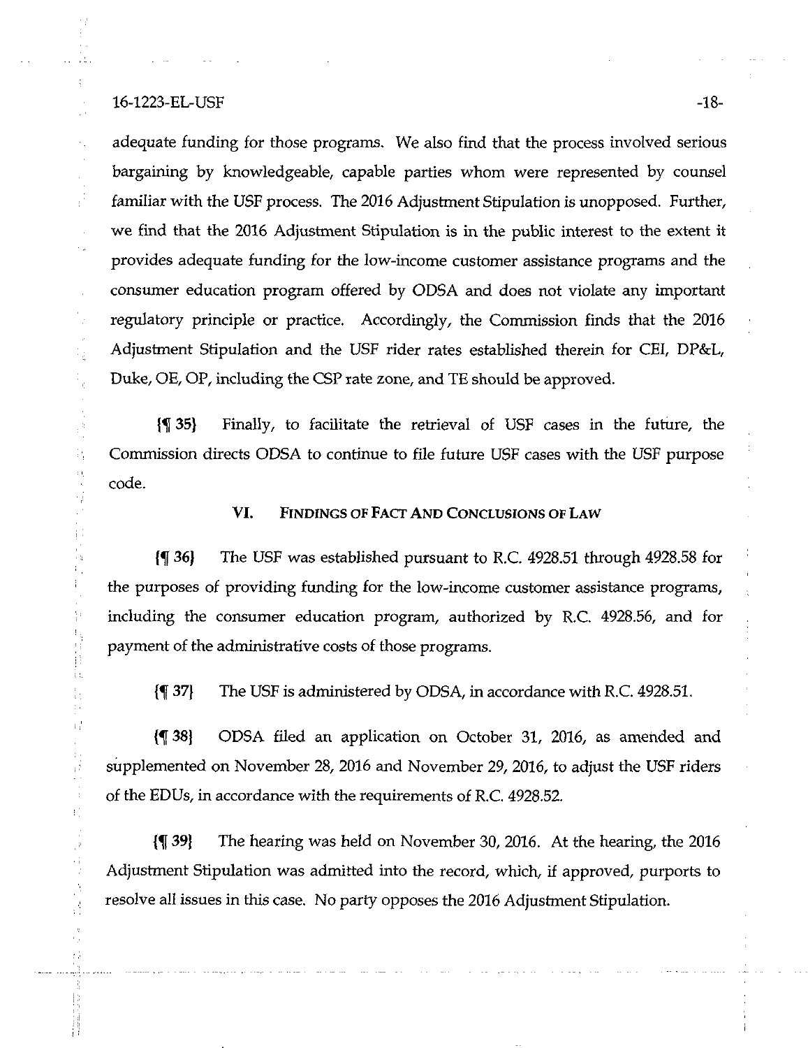adequate funding for those programs. We also find that the process involved serious bargaining by knowledgeable, capable parties whom were represented by counsel familiar with the USF process. The 2016 Adjustment Stipulation is unopposed. Further, we find that the 2016 Adjustment Stipulation is in the public interest to the extent it provides adequate funding for the low-income customer assistance programs and the consumer education program offered by ODSA and does not violate any important regulatory principle or practice. Accordingly, the Commission finds that the 2016 Adjustment Stipulation and the USF rider rates established therein for CEI, DP&L, Duke, OE, OP, including the CSP rate zone, and TE should be approved.

{¶ 35} Finally, to facilitate the retrieval of USF cases in the future, the Commission directs ODSA to continue to file future USF cases with the USF purpose code.

## VI. FINDINGS OF FACT AND CONCLUSIONS OF LAW

{¶ 36} The USF was established pursuant to R.C. 4928.51 through 4928.58 for the purposes of providing funding for the low-income customer assistance programs, including the consumer education program, authorized by R.C. 4928.56, and for payment of the administrative costs of those programs.

{¶ 37} The USF is administered by ODSA, in accordance with R.C. 4928.51.

{¶ 38} ODSA filed an application on October 31, 2016, as amended and supplemented on November 28, 2016 and November 29, 2016, to adjust the USF riders of the EDUs, in accordance with the requirements of R.C. 4928.52.

{¶ 39} The hearing was held on November 30, 2016. At the hearing, the 2016 Adjustment Stipulation was admitted into the record, which, if approved, purports to resolve all issues in this case. No party opposes the 2016 Adjustment Stipulation.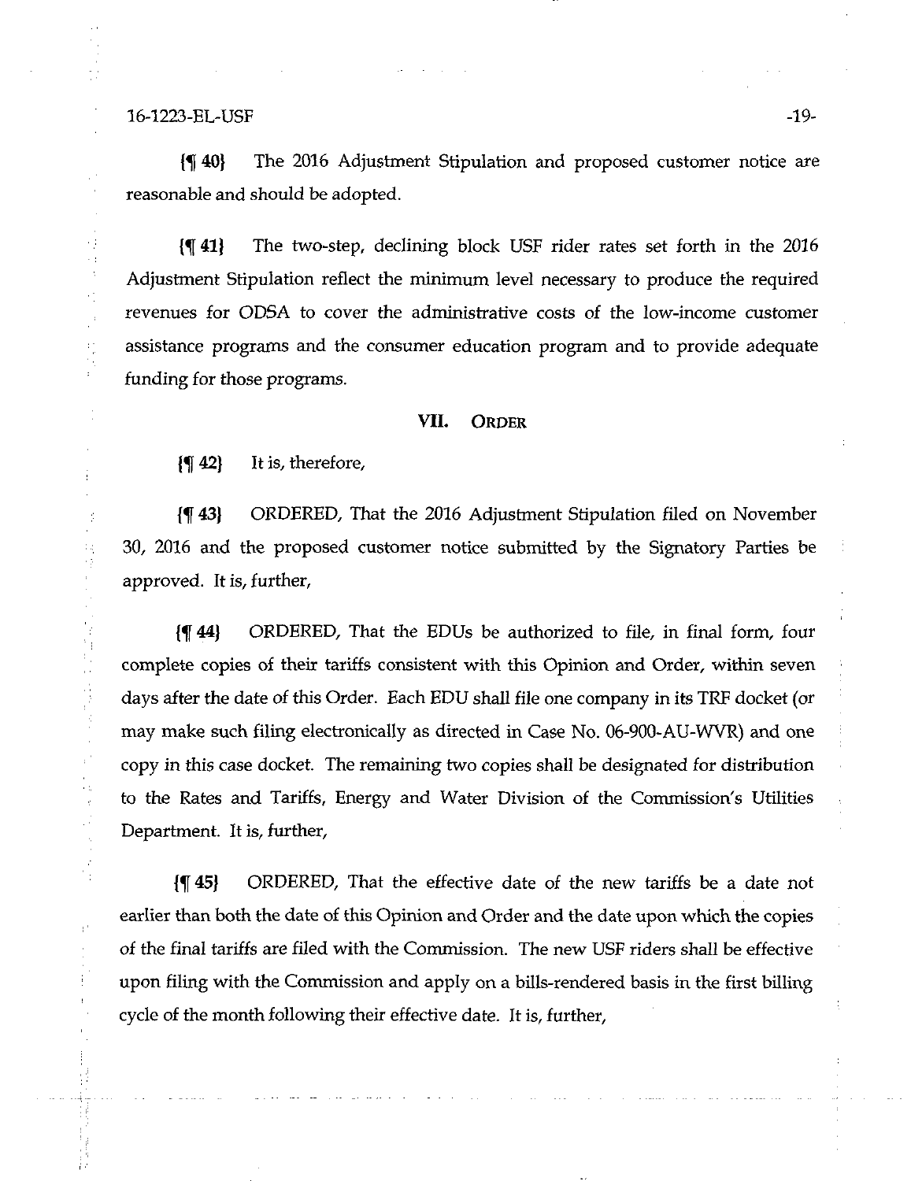{¶ 40} The 2016 Adjustment Stipulation and proposed customer notice are reasonable and should be adopted.

{¶ 41} The two-step, declining block USF rider rates set forth in the 2016 Adjustment Stipulation reflect the minimum level necessary to produce the required revenues for ODSA to cover the administrative costs of the low-income customer assistance programs and the consumer education program and to provide adequate funding for those programs.

## VII. Order

{¶ 42} It is, therefore,

{¶ 43} ORDERED, That the 2016 Adjustment Stipulation filed on November 30, 2016 and the proposed customer notice submitted by the Signatory Parties be approved. It is, further,

{¶ 44} ORDERED, That the EDUs be authorized to file, in final form, four complete copies of their tariffs consistent with this Opinion and Order, within seven days after the date of this Order. Each EDU shall file one company in its TRF docket (or may make such filing electronically as directed in Case No. 06-900-AU-WVR) and one copy in this case docket. The remaining two copies shall be designated for distribution to the Rates and Tariffs, Energy and Water Division of the Commission's Utilities Department. It is, further,

{¶ 45} ORDERED, That the effective date of the new tariffs be a date not earlier than both the date of this Opinion and Order and the date upon which the copies of the final tariffs are filed with the Commission. The new USF riders shall be effective upon filing with the Commission and apply on a bills-rendered basis in the first billing cycle of the month following their effective date. It is, further,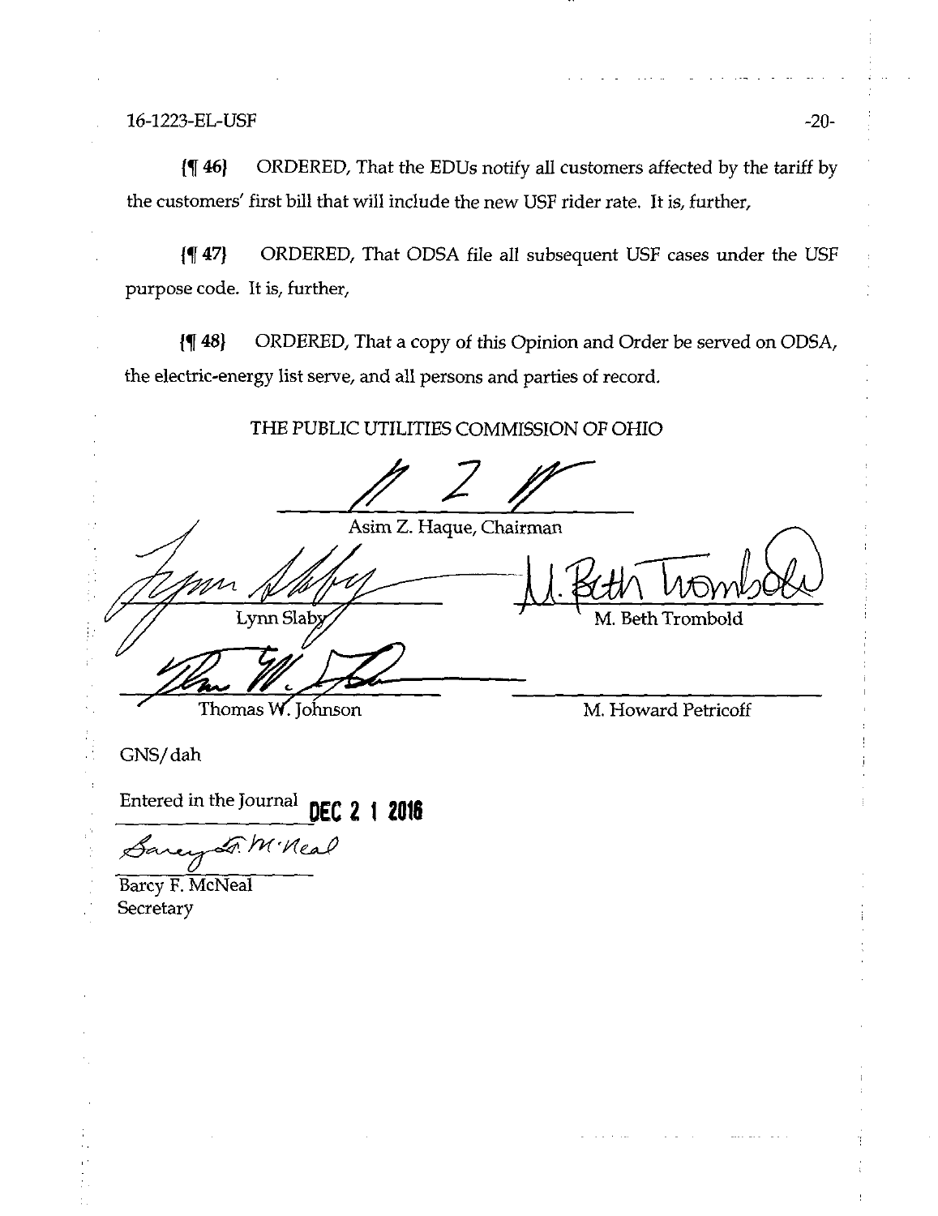{¶ 46} ORDERED, That the EDUs notify all customers affected by the tariff by the customers' first bill that will include the new USF rider rate. It is, further,

{¶ 47} ORDERED, That ODSA file all subsequent USF cases under the USF purpose code. It is, further,

{¶ 48} ORDERED, That a copy of this Opinion and Order be served on ODSA, the electric-energy list serve, and all persons and parties of record.

THE PUBLIC UTILITIES COMMISSION OF OHIO

Asim Z. Haque, Chairman

Lynn Slaby

M. Beth Trombold

Thomas W. Johnson

M. Howard Petricoff

GNS/dah

Entered in the Journal **DEC 2 1 2016**

Barcy F. McNeal
Secretary